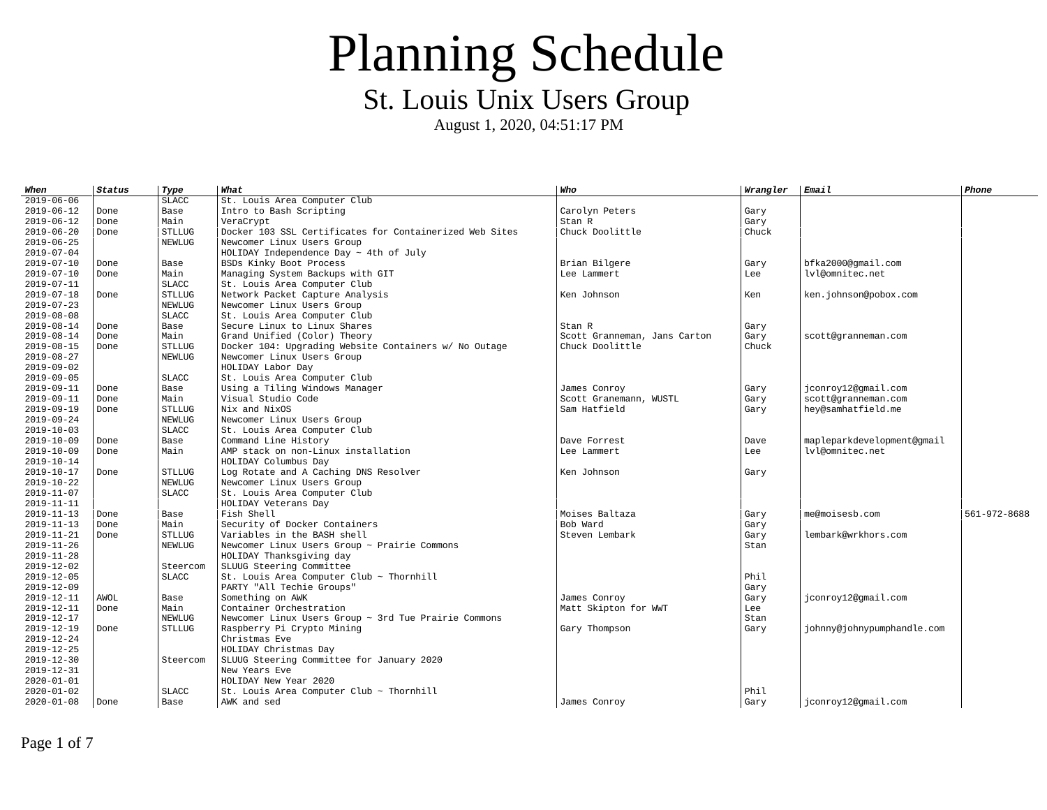# Planning Schedule

## St. Louis Unix Users Group

August 1, 2020, 04:51:17 PM

| When | Status | Type | What | Who | Wrangler | Email | Phone |
|---|---|---|---|---|---|---|---|
| 2019-06-06 | | SLACC | St. Louis Area Computer Club | | | | |
| 2019-06-12 | Done | Base | Intro to Bash Scripting | Carolyn Peters | Gary | | |
| 2019-06-12 | Done | Main | VeraCrypt | Stan R | Gary | | |
| 2019-06-20 | Done | STLLUG | Docker 103 SSL Certificates for Containerized Web Sites | Chuck Doolittle | Chuck | | |
| 2019-06-25 | | NEWLUG | Newcomer Linux Users Group | | | | |
| 2019-07-04 | | | HOLIDAY Independence Day ~ 4th of July | | | | |
| 2019-07-10 | Done | Base | BSDs Kinky Boot Process | Brian Bilgere | Gary | bfka2000@gmail.com | |
| 2019-07-10 | Done | Main | Managing System Backups with GIT | Lee Lammert | Lee | lvl@omnitec.net | |
| 2019-07-11 | | SLACC | St. Louis Area Computer Club | | | | |
| 2019-07-18 | Done | STLLUG | Network Packet Capture Analysis | Ken Johnson | Ken | ken.johnson@pobox.com | |
| 2019-07-23 | | NEWLUG | Newcomer Linux Users Group | | | | |
| 2019-08-08 | | SLACC | St. Louis Area Computer Club | | | | |
| 2019-08-14 | Done | Base | Secure Linux to Linux Shares | Stan R | Gary | | |
| 2019-08-14 | Done | Main | Grand Unified (Color) Theory | Scott Granneman, Jans Carton | Gary | scott@granneman.com | |
| 2019-08-15 | Done | STLLUG | Docker 104: Upgrading Website Containers w/ No Outage | Chuck Doolittle | Chuck | | |
| 2019-08-27 | | NEWLUG | Newcomer Linux Users Group | | | | |
| 2019-09-02 | | | HOLIDAY Labor Day | | | | |
| 2019-09-05 | | SLACC | St. Louis Area Computer Club | | | | |
| 2019-09-11 | Done | Base | Using a Tiling Windows Manager | James Conroy | Gary | jconroy12@gmail.com | |
| 2019-09-11 | Done | Main | Visual Studio Code | Scott Granemann, WUSTL | Gary | scott@granneman.com | |
| 2019-09-19 | Done | STLLUG | Nix and NixOS | Sam Hatfield | Gary | hey@samhatfield.me | |
| 2019-09-24 | | NEWLUG | Newcomer Linux Users Group | | | | |
| 2019-10-03 | | SLACC | St. Louis Area Computer Club | | | | |
| 2019-10-09 | Done | Base | Command Line History | Dave Forrest | Dave | mapleparkdevelopment@gmail | |
| 2019-10-09 | Done | Main | AMP stack on non-Linux installation | Lee Lammert | Lee | lvl@omnitec.net | |
| 2019-10-14 | | | HOLIDAY Columbus Day | | | | |
| 2019-10-17 | Done | STLLUG | Log Rotate and A Caching DNS Resolver | Ken Johnson | Gary | | |
| 2019-10-22 | | NEWLUG | Newcomer Linux Users Group | | | | |
| 2019-11-07 | | SLACC | St. Louis Area Computer Club | | | | |
| 2019-11-11 | | | HOLIDAY Veterans Day | | | | |
| 2019-11-13 | Done | Base | Fish Shell | Moises Baltaza | Gary | me@moisesb.com | 561-972-8688 |
| 2019-11-13 | Done | Main | Security of Docker Containers | Bob Ward | Gary | | |
| 2019-11-21 | Done | STLLUG | Variables in the BASH shell | Steven Lembark | Gary | lembark@wrkhors.com | |
| 2019-11-26 | | NEWLUG | Newcomer Linux Users Group ~ Prairie Commons | | Stan | | |
| 2019-11-28 | | | HOLIDAY Thanksgiving day | | | | |
| 2019-12-02 | | Steercom | SLUUG Steering Committee | | | | |
| 2019-12-05 | | SLACC | St. Louis Area Computer Club ~ Thornhill | | Phil | | |
| 2019-12-09 | | | PARTY "All Techie Groups" | | Gary | | |
| 2019-12-11 | AWOL | Base | Something on AWK | James Conroy | Gary | jconroy12@gmail.com | |
| 2019-12-11 | Done | Main | Container Orchestration | Matt Skipton for WWT | Lee | | |
| 2019-12-17 | | NEWLUG | Newcomer Linux Users Group ~ 3rd Tue Prairie Commons | | Stan | | |
| 2019-12-19 | Done | STLLUG | Raspberry Pi Crypto Mining | Gary Thompson | Gary | johnny@johnypumphandle.com | |
| 2019-12-24 | | | Christmas Eve | | | | |
| 2019-12-25 | | | HOLIDAY Christmas Day | | | | |
| 2019-12-30 | | Steercom | SLUUG Steering Committee for January 2020 | | | | |
| 2019-12-31 | | | New Years Eve | | | | |
| 2020-01-01 | | | HOLIDAY New Year 2020 | | | | |
| 2020-01-02 | | SLACC | St. Louis Area Computer Club ~ Thornhill | | Phil | | |
| 2020-01-08 | Done | Base | AWK and sed | James Conroy | Gary | jconroy12@gmail.com | |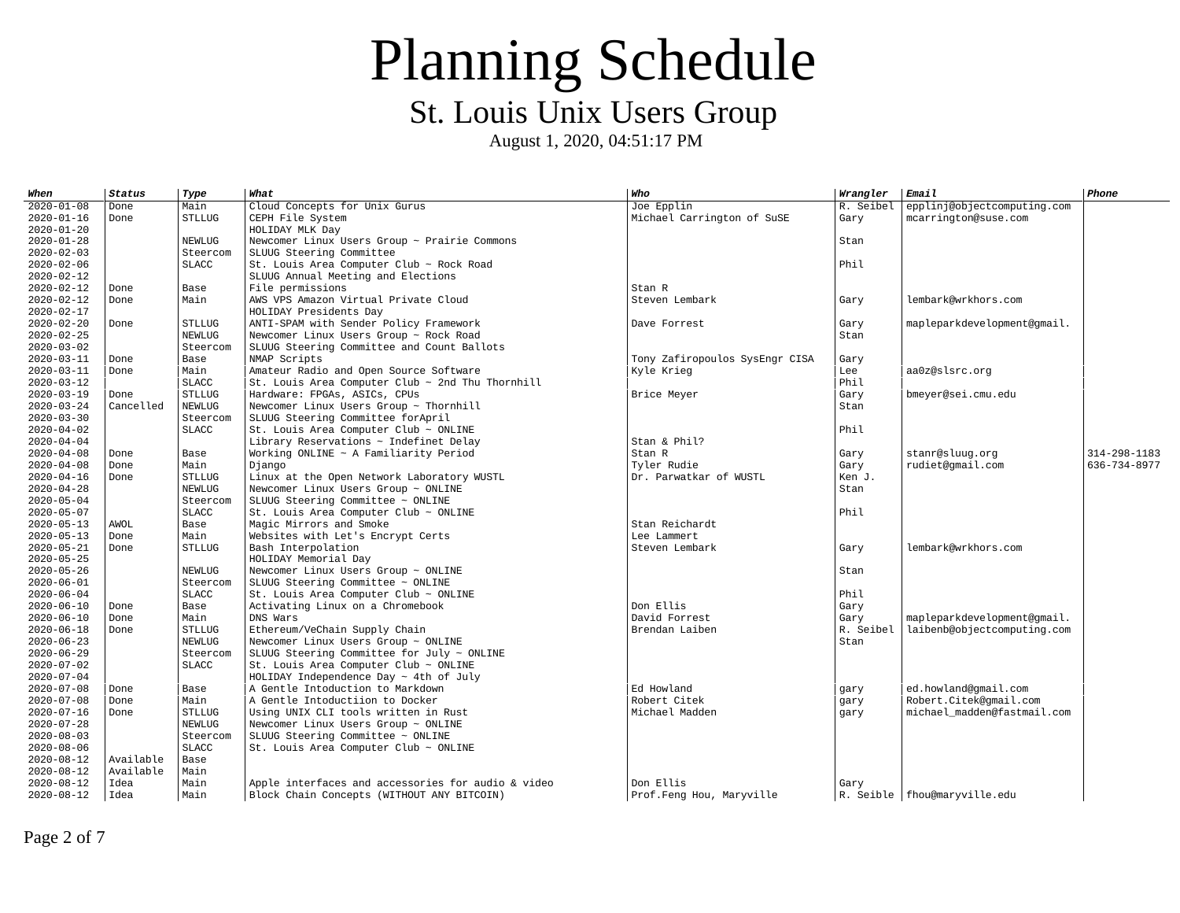# Planning Schedule

## St. Louis Unix Users Group

August 1, 2020, 04:51:17 PM

| *When* | *Status* | *Type* | *What* | *Who* | *Wrangler* | *Email* | *Phone* |
|---|---|---|---|---|---|---|---|
| 2020-01-08 | Done | Main | Cloud Concepts for Unix Gurus | Joe Epplin | R. Seibel | epplinj@objectcomputing.com | |
| 2020-01-16 | Done | STLLUG | CEPH File System | Michael Carrington of SuSE | Gary | mcarrington@suse.com | |
| 2020-01-20 | | | HOLIDAY MLK Day | | | | |
| 2020-01-28 | | NEWLUG | Newcomer Linux Users Group ~ Prairie Commons | | Stan | | |
| 2020-02-03 | | Steercom | SLUUG Steering Committee | | | | |
| 2020-02-06 | | SLACC | St. Louis Area Computer Club ~ Rock Road | | Phil | | |
| 2020-02-12 | | | SLUUG Annual Meeting and Elections | | | | |
| 2020-02-12 | Done | Base | File permissions | Stan R | | | |
| 2020-02-12 | Done | Main | AWS VPS Amazon Virtual Private Cloud | Steven Lembark | Gary | lembark@wrkhors.com | |
| 2020-02-17 | | | HOLIDAY Presidents Day | | | | |
| 2020-02-20 | Done | STLLUG | ANTI-SPAM with Sender Policy Framework | Dave Forrest | Gary | mapleparkdevelopment@gmail. | |
| 2020-02-25 | | NEWLUG | Newcomer Linux Users Group ~ Rock Road | | Stan | | |
| 2020-03-02 | | Steercom | SLUUG Steering Committee and Count Ballots | | | | |
| 2020-03-11 | Done | Base | NMAP Scripts | Tony Zafiropoulos SysEngr CISA | Gary | | |
| 2020-03-11 | Done | Main | Amateur Radio and Open Source Software | Kyle Krieg | Lee | aa0z@slsrc.org | |
| 2020-03-12 | | SLACC | St. Louis Area Computer Club ~ 2nd Thu Thornhill | | Phil | | |
| 2020-03-19 | Done | STLLUG | Hardware: FPGAs, ASICs, CPUs | Brice Meyer | Gary | bmeyer@sei.cmu.edu | |
| 2020-03-24 | Cancelled | NEWLUG | Newcomer Linux Users Group ~ Thornhill | | Stan | | |
| 2020-03-30 | | Steercom | SLUUG Steering Committee forApril | | | | |
| 2020-04-02 | | SLACC | St. Louis Area Computer Club ~ ONLINE | | Phil | | |
| 2020-04-04 | | | Library Reservations ~ Indefinet Delay | Stan & Phil? | | | |
| 2020-04-08 | Done | Base | Working ONLINE ~ A Familiarity Period | Stan R | Gary | stanr@sluug.org | 314-298-1183 |
| 2020-04-08 | Done | Main | Django | Tyler Rudie | Gary | rudiet@gmail.com | 636-734-8977 |
| 2020-04-16 | Done | STLLUG | Linux at the Open Network Laboratory WUSTL | Dr. Parwatkar of WUSTL | Ken J. | | |
| 2020-04-28 | | NEWLUG | Newcomer Linux Users Group ~ ONLINE | | Stan | | |
| 2020-05-04 | | Steercom | SLUUG Steering Committee ~ ONLINE | | | | |
| 2020-05-07 | | SLACC | St. Louis Area Computer Club ~ ONLINE | | Phil | | |
| 2020-05-13 | AWOL | Base | Magic Mirrors and Smoke | Stan Reichardt | | | |
| 2020-05-13 | Done | Main | Websites with Let's Encrypt Certs | Lee Lammert | | | |
| 2020-05-21 | Done | STLLUG | Bash Interpolation | Steven Lembark | Gary | lembark@wrkhors.com | |
| 2020-05-25 | | | HOLIDAY Memorial Day | | | | |
| 2020-05-26 | | NEWLUG | Newcomer Linux Users Group ~ ONLINE | | Stan | | |
| 2020-06-01 | | Steercom | SLUUG Steering Committee ~ ONLINE | | | | |
| 2020-06-04 | | SLACC | St. Louis Area Computer Club ~ ONLINE | | Phil | | |
| 2020-06-10 | Done | Base | Activating Linux on a Chromebook | Don Ellis | Gary | | |
| 2020-06-10 | Done | Main | DNS Wars | David Forrest | Gary | mapleparkdevelopment@gmail. | |
| 2020-06-18 | Done | STLLUG | Ethereum/VeChain Supply Chain | Brendan Laiben | R. Seibel | laibenb@objectcomputing.com | |
| 2020-06-23 | | NEWLUG | Newcomer Linux Users Group ~ ONLINE | | Stan | | |
| 2020-06-29 | | Steercom | SLUUG Steering Committee for July ~ ONLINE | | | | |
| 2020-07-02 | | SLACC | St. Louis Area Computer Club ~ ONLINE | | | | |
| 2020-07-04 | | | HOLIDAY Independence Day ~ 4th of July | | | | |
| 2020-07-08 | Done | Base | A Gentle Intoduction to Markdown | Ed Howland | gary | ed.howland@gmail.com | |
| 2020-07-08 | Done | Main | A Gentle Intoductiion to Docker | Robert Citek | gary | Robert.Citek@gmail.com | |
| 2020-07-16 | Done | STLLUG | Using UNIX CLI tools written in Rust | Michael Madden | gary | michael_madden@fastmail.com | |
| 2020-07-28 | | NEWLUG | Newcomer Linux Users Group ~ ONLINE | | | | |
| 2020-08-03 | | Steercom | SLUUG Steering Committee ~ ONLINE | | | | |
| 2020-08-06 | | SLACC | St. Louis Area Computer Club ~ ONLINE | | | | |
| 2020-08-12 | Available | Base | | | | | |
| 2020-08-12 | Available | Main | | | | | |
| 2020-08-12 | Idea | Main | Apple interfaces and accessories for audio & video | Don Ellis | Gary | | |
| 2020-08-12 | Idea | Main | Block Chain Concepts (WITHOUT ANY BITCOIN) | Prof.Feng Hou, Maryville | R. Seible | fhou@maryville.edu | |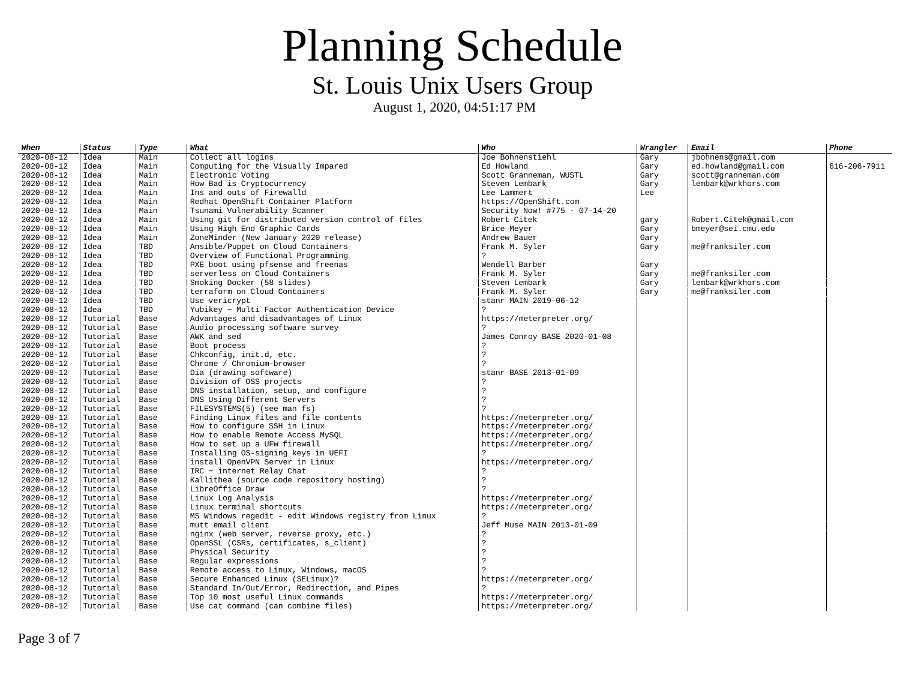# Planning Schedule

## St. Louis Unix Users Group

August 1, 2020, 04:51:17 PM

| ***When*** | ***Status*** | ***Type*** | ***What*** | ***Who*** | ***Wrangler*** | ***Email*** | ***Phone*** |
|---|---|---|---|---|---|---|---|
| 2020-08-12 | Idea | Main | Collect all logins | Joe Bohnenstiehl | Gary | jbohnens@gmail.com | |
| 2020-08-12 | Idea | Main | Computing for the Visually Impared | Ed Howland | Gary | ed.howland@gmail.com | 616-206-7911 |
| 2020-08-12 | Idea | Main | Electronic Voting | Scott Granneman, WUSTL | Gary | scott@granneman.com | |
| 2020-08-12 | Idea | Main | How Bad is Cryptocurrency | Steven Lembark | Gary | lembark@wrkhors.com | |
| 2020-08-12 | Idea | Main | Ins and outs of Firewalld | Lee Lammert | Lee | | |
| 2020-08-12 | Idea | Main | Redhat OpenShift Container Platform | https://OpenShift.com | | | |
| 2020-08-12 | Idea | Main | Tsunami Vulnerability Scanner | Security Now! #775 - 07-14-20 | | | |
| 2020-08-12 | Idea | Main | Using git for distributed version control of files | Robert Citek | gary | Robert.Citek@gmail.com | |
| 2020-08-12 | Idea | Main | Using High End Graphic Cards | Brice Meyer | Gary | bmeyer@sei.cmu.edu | |
| 2020-08-12 | Idea | Main | ZoneMinder (New January 2020 release) | Andrew Bauer | Gary | | |
| 2020-08-12 | Idea | TBD | Ansible/Puppet on Cloud Containers | Frank M. Syler | Gary | me@franksiler.com | |
| 2020-08-12 | Idea | TBD | Overview of Functional Programming | ? | | | |
| 2020-08-12 | Idea | TBD | PXE boot using pfsense and freenas | Wendell Barber | Gary | | |
| 2020-08-12 | Idea | TBD | serverless on Cloud Containers | Frank M. Syler | Gary | me@franksiler.com | |
| 2020-08-12 | Idea | TBD | Smoking Docker (58 slides) | Steven Lembark | Gary | lembark@wrkhors.com | |
| 2020-08-12 | Idea | TBD | terraform on Cloud Containers | Frank M. Syler | Gary | me@franksiler.com | |
| 2020-08-12 | Idea | TBD | Use vericrypt | stanr MAIN 2019-06-12 | | | |
| 2020-08-12 | Idea | TBD | Yubikey ~ Multi Factor Authentication Device | ? | | | |
| 2020-08-12 | Tutorial | Base | Advantages and disadvantages of Linux | https://meterpreter.org/ | | | |
| 2020-08-12 | Tutorial | Base | Audio processing software survey | ? | | | |
| 2020-08-12 | Tutorial | Base | AWK and sed | James Conroy BASE 2020-01-08 | | | |
| 2020-08-12 | Tutorial | Base | Boot process | ? | | | |
| 2020-08-12 | Tutorial | Base | Chkconfig, init.d, etc. | ? | | | |
| 2020-08-12 | Tutorial | Base | Chrome / Chromium-browser | ? | | | |
| 2020-08-12 | Tutorial | Base | Dia (drawing software) | stanr BASE 2013-01-09 | | | |
| 2020-08-12 | Tutorial | Base | Division of OSS projects | ? | | | |
| 2020-08-12 | Tutorial | Base | DNS installation, setup, and configure | ? | | | |
| 2020-08-12 | Tutorial | Base | DNS Using Different Servers | ? | | | |
| 2020-08-12 | Tutorial | Base | FILESYSTEMS(5) (see man fs) | ? | | | |
| 2020-08-12 | Tutorial | Base | Finding Linux files and file contents | https://meterpreter.org/ | | | |
| 2020-08-12 | Tutorial | Base | How to configure SSH in Linux | https://meterpreter.org/ | | | |
| 2020-08-12 | Tutorial | Base | How to enable Remote Access MySQL | https://meterpreter.org/ | | | |
| 2020-08-12 | Tutorial | Base | How to set up a UFW firewall | https://meterpreter.org/ | | | |
| 2020-08-12 | Tutorial | Base | Installing OS-signing keys in UEFI | ? | | | |
| 2020-08-12 | Tutorial | Base | install OpenVPN Server in Linux | https://meterpreter.org/ | | | |
| 2020-08-12 | Tutorial | Base | IRC ~ internet Relay Chat | ? | | | |
| 2020-08-12 | Tutorial | Base | Kallithea (source code repository hosting) | ? | | | |
| 2020-08-12 | Tutorial | Base | LibreOffice Draw | ? | | | |
| 2020-08-12 | Tutorial | Base | Linux Log Analysis | https://meterpreter.org/ | | | |
| 2020-08-12 | Tutorial | Base | Linux terminal shortcuts | https://meterpreter.org/ | | | |
| 2020-08-12 | Tutorial | Base | MS Windows regedit - edit Windows registry from Linux | ? | | | |
| 2020-08-12 | Tutorial | Base | mutt email client | Jeff Muse MAIN 2013-01-09 | | | |
| 2020-08-12 | Tutorial | Base | nginx (web server, reverse proxy, etc.) | ? | | | |
| 2020-08-12 | Tutorial | Base | OpenSSL (CSRs, certificates, s_client) | ? | | | |
| 2020-08-12 | Tutorial | Base | Physical Security | ? | | | |
| 2020-08-12 | Tutorial | Base | Regular expressions | ? | | | |
| 2020-08-12 | Tutorial | Base | Remote access to Linux, Windows, macOS | ? | | | |
| 2020-08-12 | Tutorial | Base | Secure Enhanced Linux (SELinux)? | https://meterpreter.org/ | | | |
| 2020-08-12 | Tutorial | Base | Standard In/Out/Error, Redirection, and Pipes | ? | | | |
| 2020-08-12 | Tutorial | Base | Top 10 most useful Linux commands | https://meterpreter.org/ | | | |
| 2020-08-12 | Tutorial | Base | Use cat command (can combine files) | https://meterpreter.org/ | | | |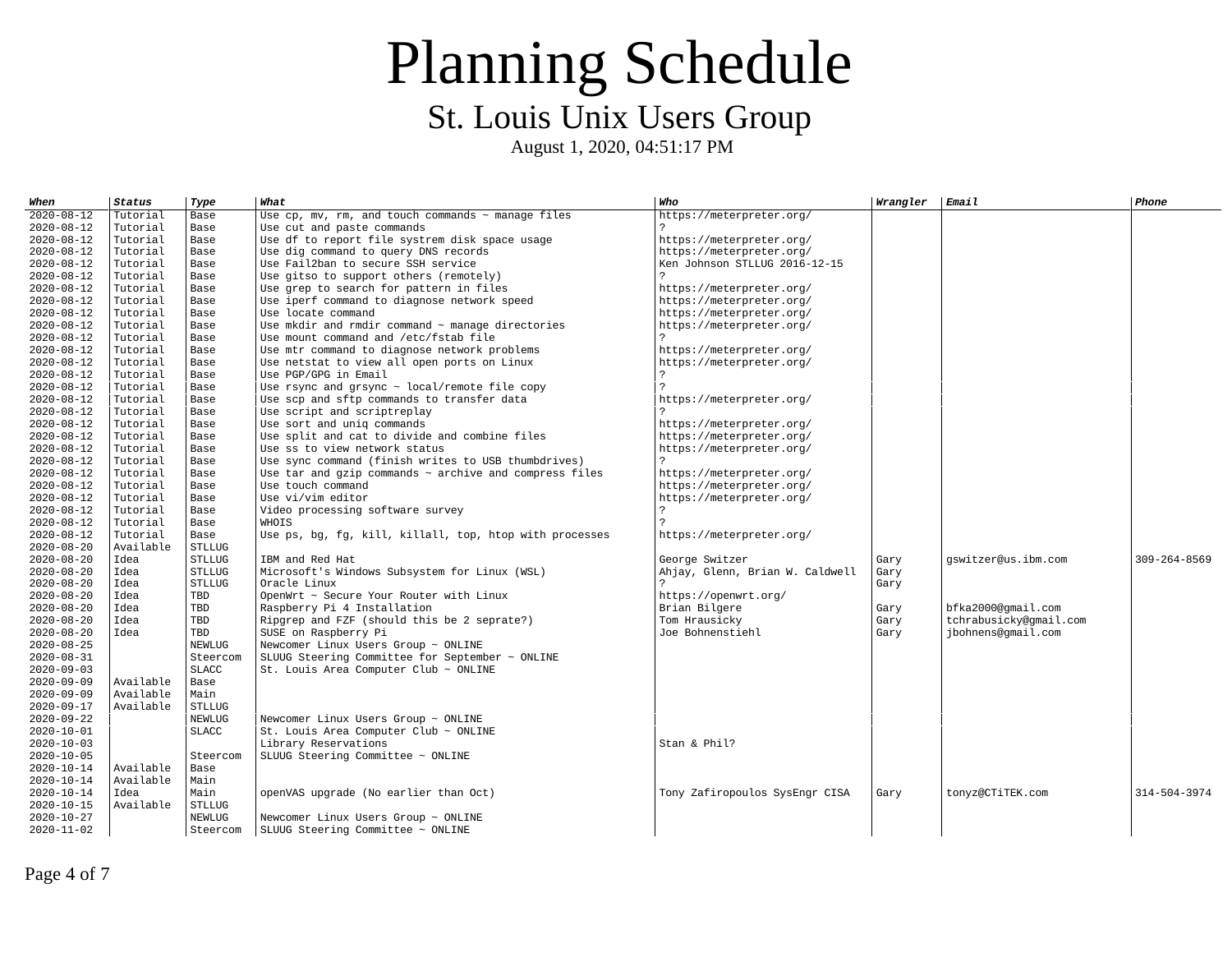# Planning Schedule

## St. Louis Unix Users Group

August 1, 2020, 04:51:17 PM

| *When* | *Status* | *Type* | *What* | *Who* | *Wrangler* | *Email* | *Phone* |
|---|---|---|---|---|---|---|---|
| 2020-08-12 | Tutorial | Base | Use cp, mv, rm, and touch commands ~ manage files | https://meterpreter.org/ | | | |
| 2020-08-12 | Tutorial | Base | Use cut and paste commands | ? | | | |
| 2020-08-12 | Tutorial | Base | Use df to report file systrem disk space usage | https://meterpreter.org/ | | | |
| 2020-08-12 | Tutorial | Base | Use dig command to query DNS records | https://meterpreter.org/ | | | |
| 2020-08-12 | Tutorial | Base | Use Fail2ban to secure SSH service | Ken Johnson STLLUG 2016-12-15 | | | |
| 2020-08-12 | Tutorial | Base | Use gitso to support others (remotely) | ? | | | |
| 2020-08-12 | Tutorial | Base | Use grep to search for pattern in files | https://meterpreter.org/ | | | |
| 2020-08-12 | Tutorial | Base | Use iperf command to diagnose network speed | https://meterpreter.org/ | | | |
| 2020-08-12 | Tutorial | Base | Use locate command | https://meterpreter.org/ | | | |
| 2020-08-12 | Tutorial | Base | Use mkdir and rmdir command ~ manage directories | https://meterpreter.org/ | | | |
| 2020-08-12 | Tutorial | Base | Use mount command and /etc/fstab file | ? | | | |
| 2020-08-12 | Tutorial | Base | Use mtr command to diagnose network problems | https://meterpreter.org/ | | | |
| 2020-08-12 | Tutorial | Base | Use netstat to view all open ports on Linux | https://meterpreter.org/ | | | |
| 2020-08-12 | Tutorial | Base | Use PGP/GPG in Email | ? | | | |
| 2020-08-12 | Tutorial | Base | Use rsync and grsync ~ local/remote file copy | ? | | | |
| 2020-08-12 | Tutorial | Base | Use scp and sftp commands to transfer data | https://meterpreter.org/ | | | |
| 2020-08-12 | Tutorial | Base | Use script and scriptreplay | ? | | | |
| 2020-08-12 | Tutorial | Base | Use sort and uniq commands | https://meterpreter.org/ | | | |
| 2020-08-12 | Tutorial | Base | Use split and cat to divide and combine files | https://meterpreter.org/ | | | |
| 2020-08-12 | Tutorial | Base | Use ss to view network status | https://meterpreter.org/ | | | |
| 2020-08-12 | Tutorial | Base | Use sync command (finish writes to USB thumbdrives) | ? | | | |
| 2020-08-12 | Tutorial | Base | Use tar and gzip commands ~ archive and compress files | https://meterpreter.org/ | | | |
| 2020-08-12 | Tutorial | Base | Use touch command | https://meterpreter.org/ | | | |
| 2020-08-12 | Tutorial | Base | Use vi/vim editor | https://meterpreter.org/ | | | |
| 2020-08-12 | Tutorial | Base | Video processing software survey | ? | | | |
| 2020-08-12 | Tutorial | Base | WHOIS | ? | | | |
| 2020-08-12 | Tutorial | Base | Use ps, bg, fg, kill, killall, top, htop with processes | https://meterpreter.org/ | | | |
| 2020-08-20 | Available | STLLUG | | | | | |
| 2020-08-20 | Idea | STLLUG | IBM and Red Hat | George Switzer | Gary | gswitzer@us.ibm.com | 309-264-8569 |
| 2020-08-20 | Idea | STLLUG | Microsoft's Windows Subsystem for Linux (WSL) | Ahjay, Glenn, Brian W. Caldwell | Gary | | |
| 2020-08-20 | Idea | STLLUG | Oracle Linux | ? | Gary | | |
| 2020-08-20 | Idea | TBD | OpenWrt ~ Secure Your Router with Linux | https://openwrt.org/ | | | |
| 2020-08-20 | Idea | TBD | Raspberry Pi 4 Installation | Brian Bilgere | Gary | bfka2000@gmail.com | |
| 2020-08-20 | Idea | TBD | Ripgrep and FZF (should this be 2 seprate?) | Tom Hrausicky | Gary | tchrabusicky@gmail.com | |
| 2020-08-20 | Idea | TBD | SUSE on Raspberry Pi | Joe Bohnenstiehl | Gary | jbohnens@gmail.com | |
| 2020-08-25 | | NEWLUG | Newcomer Linux Users Group ~ ONLINE | | | | |
| 2020-08-31 | | Steercom | SLUUG Steering Committee for September ~ ONLINE | | | | |
| 2020-09-03 | | SLACC | St. Louis Area Computer Club ~ ONLINE | | | | |
| 2020-09-09 | Available | Base | | | | | |
| 2020-09-09 | Available | Main | | | | | |
| 2020-09-17 | Available | STLLUG | | | | | |
| 2020-09-22 | | NEWLUG | Newcomer Linux Users Group ~ ONLINE | | | | |
| 2020-10-01 | | SLACC | St. Louis Area Computer Club ~ ONLINE | | | | |
| 2020-10-03 | | | Library Reservations | Stan & Phil? | | | |
| 2020-10-05 | | Steercom | SLUUG Steering Committee ~ ONLINE | | | | |
| 2020-10-14 | Available | Base | | | | | |
| 2020-10-14 | Available | Main | | | | | |
| 2020-10-14 | Idea | Main | openVAS upgrade (No earlier than Oct) | Tony Zafiropoulos SysEngr CISA | Gary | tonyz@CTiTEK.com | 314-504-3974 |
| 2020-10-15 | Available | STLLUG | | | | | |
| 2020-10-27 | | NEWLUG | Newcomer Linux Users Group ~ ONLINE | | | | |
| 2020-11-02 | | Steercom | SLUUG Steering Committee ~ ONLINE | | | | |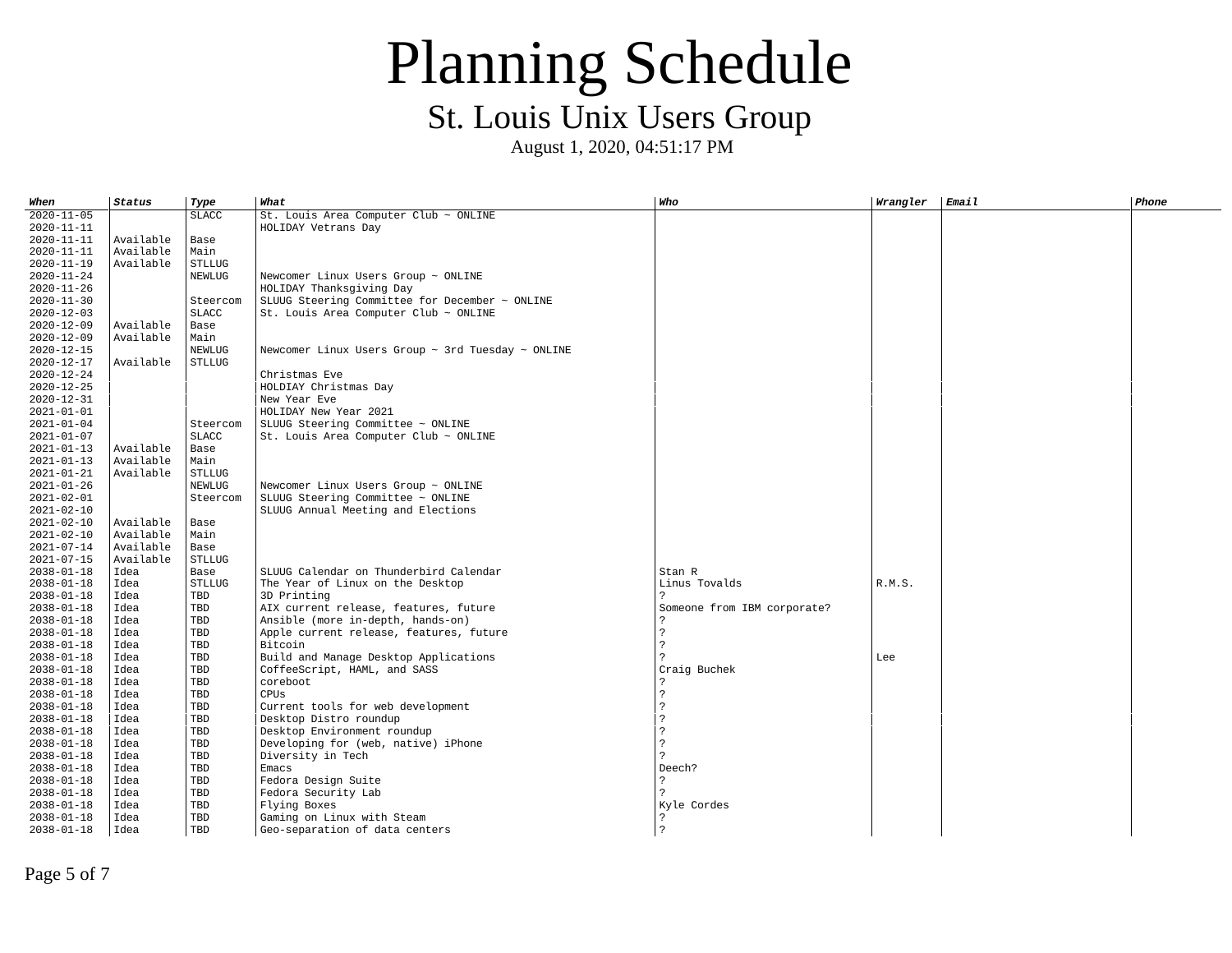# Planning Schedule

## St. Louis Unix Users Group

August 1, 2020, 04:51:17 PM

| *When* | *Status* | *Type* | *What* | *Who* | *Wrangler* | *Email* | *Phone* |
|---|---|---|---|---|---|---|---|
| 2020-11-05 | | SLACC | St. Louis Area Computer Club ~ ONLINE | | | | |
| 2020-11-11 | | | HOLIDAY Vetrans Day | | | | |
| 2020-11-11 | Available | Base | | | | | |
| 2020-11-11 | Available | Main | | | | | |
| 2020-11-19 | Available | STLLUG | | | | | |
| 2020-11-24 | | NEWLUG | Newcomer Linux Users Group ~ ONLINE | | | | |
| 2020-11-26 | | | HOLIDAY Thanksgiving Day | | | | |
| 2020-11-30 | | Steercom | SLUUG Steering Committee for December ~ ONLINE | | | | |
| 2020-12-03 | | SLACC | St. Louis Area Computer Club ~ ONLINE | | | | |
| 2020-12-09 | Available | Base | | | | | |
| 2020-12-09 | Available | Main | | | | | |
| 2020-12-15 | | NEWLUG | Newcomer Linux Users Group ~ 3rd Tuesday ~ ONLINE | | | | |
| 2020-12-17 | Available | STLLUG | | | | | |
| 2020-12-24 | | | Christmas Eve | | | | |
| 2020-12-25 | | | HOLDIAY Christmas Day | | | | |
| 2020-12-31 | | | New Year Eve | | | | |
| 2021-01-01 | | | HOLIDAY New Year 2021 | | | | |
| 2021-01-04 | | Steercom | SLUUG Steering Committee ~ ONLINE | | | | |
| 2021-01-07 | | SLACC | St. Louis Area Computer Club ~ ONLINE | | | | |
| 2021-01-13 | Available | Base | | | | | |
| 2021-01-13 | Available | Main | | | | | |
| 2021-01-21 | Available | STLLUG | | | | | |
| 2021-01-26 | | NEWLUG | Newcomer Linux Users Group ~ ONLINE | | | | |
| 2021-02-01 | | Steercom | SLUUG Steering Committee ~ ONLINE | | | | |
| 2021-02-10 | | | SLUUG Annual Meeting and Elections | | | | |
| 2021-02-10 | Available | Base | | | | | |
| 2021-02-10 | Available | Main | | | | | |
| 2021-07-14 | Available | Base | | | | | |
| 2021-07-15 | Available | STLLUG | | | | | |
| 2038-01-18 | Idea | Base | SLUUG Calendar on Thunderbird Calendar | Stan R | | | |
| 2038-01-18 | Idea | STLLUG | The Year of Linux on the Desktop | Linus Tovalds | R.M.S. | | |
| 2038-01-18 | Idea | TBD | 3D Printing | ? | | | |
| 2038-01-18 | Idea | TBD | AIX current release, features, future | Someone from IBM corporate? | | | |
| 2038-01-18 | Idea | TBD | Ansible (more in-depth, hands-on) | ? | | | |
| 2038-01-18 | Idea | TBD | Apple current release, features, future | ? | | | |
| 2038-01-18 | Idea | TBD | Bitcoin | ? | | | |
| 2038-01-18 | Idea | TBD | Build and Manage Desktop Applications | ? | Lee | | |
| 2038-01-18 | Idea | TBD | CoffeeScript, HAML, and SASS | Craig Buchek | | | |
| 2038-01-18 | Idea | TBD | coreboot | ? | | | |
| 2038-01-18 | Idea | TBD | CPUs | ? | | | |
| 2038-01-18 | Idea | TBD | Current tools for web development | ? | | | |
| 2038-01-18 | Idea | TBD | Desktop Distro roundup | ? | | | |
| 2038-01-18 | Idea | TBD | Desktop Environment roundup | ? | | | |
| 2038-01-18 | Idea | TBD | Developing for (web, native) iPhone | ? | | | |
| 2038-01-18 | Idea | TBD | Diversity in Tech | ? | | | |
| 2038-01-18 | Idea | TBD | Emacs | Deech? | | | |
| 2038-01-18 | Idea | TBD | Fedora Design Suite | ? | | | |
| 2038-01-18 | Idea | TBD | Fedora Security Lab | ? | | | |
| 2038-01-18 | Idea | TBD | Flying Boxes | Kyle Cordes | | | |
| 2038-01-18 | Idea | TBD | Gaming on Linux with Steam | ? | | | |
| 2038-01-18 | Idea | TBD | Geo-separation of data centers | ? | | | |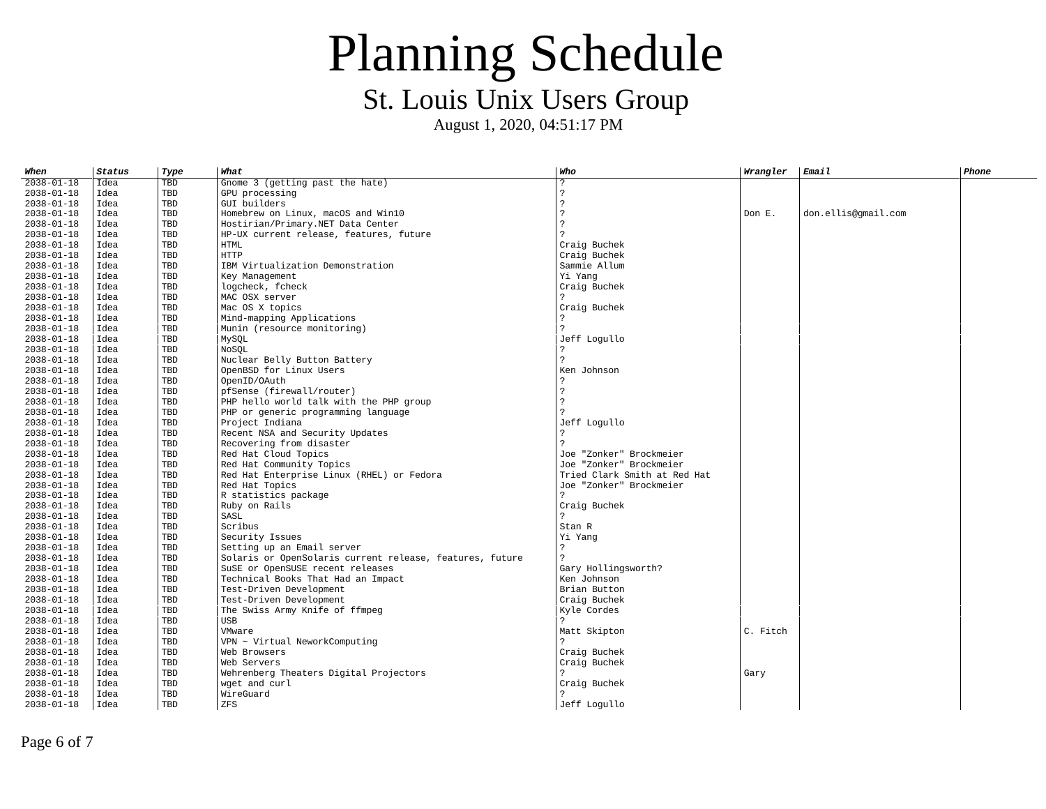# Planning Schedule

## St. Louis Unix Users Group

August 1, 2020, 04:51:17 PM

| *When* | *Status* | *Type* | *What* | *Who* | *Wrangler* | *Email* | *Phone* |
|---|---|---|---|---|---|---|---|
| 2038-01-18 | Idea | TBD | Gnome 3 (getting past the hate) | ? | | | |
| 2038-01-18 | Idea | TBD | GPU processing | ? | | | |
| 2038-01-18 | Idea | TBD | GUI builders | ? | | | |
| 2038-01-18 | Idea | TBD | Homebrew on Linux, macOS and Win10 | ? | Don E. | don.ellis@gmail.com | |
| 2038-01-18 | Idea | TBD | Hostirian/Primary.NET Data Center | ? | | | |
| 2038-01-18 | Idea | TBD | HP-UX current release, features, future | ? | | | |
| 2038-01-18 | Idea | TBD | HTML | Craig Buchek | | | |
| 2038-01-18 | Idea | TBD | HTTP | Craig Buchek | | | |
| 2038-01-18 | Idea | TBD | IBM Virtualization Demonstration | Sammie Allum | | | |
| 2038-01-18 | Idea | TBD | Key Management | Yi Yang | | | |
| 2038-01-18 | Idea | TBD | logcheck, fcheck | Craig Buchek | | | |
| 2038-01-18 | Idea | TBD | MAC OSX server | ? | | | |
| 2038-01-18 | Idea | TBD | Mac OS X topics | Craig Buchek | | | |
| 2038-01-18 | Idea | TBD | Mind-mapping Applications | ? | | | |
| 2038-01-18 | Idea | TBD | Munin (resource monitoring) | ? | | | |
| 2038-01-18 | Idea | TBD | MySQL | Jeff Logullo | | | |
| 2038-01-18 | Idea | TBD | NoSQL | ? | | | |
| 2038-01-18 | Idea | TBD | Nuclear Belly Button Battery | ? | | | |
| 2038-01-18 | Idea | TBD | OpenBSD for Linux Users | Ken Johnson | | | |
| 2038-01-18 | Idea | TBD | OpenID/OAuth | ? | | | |
| 2038-01-18 | Idea | TBD | pfSense (firewall/router) | ? | | | |
| 2038-01-18 | Idea | TBD | PHP hello world talk with the PHP group | ? | | | |
| 2038-01-18 | Idea | TBD | PHP or generic programming language | ? | | | |
| 2038-01-18 | Idea | TBD | Project Indiana | Jeff Logullo | | | |
| 2038-01-18 | Idea | TBD | Recent NSA and Security Updates | ? | | | |
| 2038-01-18 | Idea | TBD | Recovering from disaster | ? | | | |
| 2038-01-18 | Idea | TBD | Red Hat Cloud Topics | Joe "Zonker" Brockmeier | | | |
| 2038-01-18 | Idea | TBD | Red Hat Community Topics | Joe "Zonker" Brockmeier | | | |
| 2038-01-18 | Idea | TBD | Red Hat Enterprise Linux (RHEL) or Fedora | Tried Clark Smith at Red Hat | | | |
| 2038-01-18 | Idea | TBD | Red Hat Topics | Joe "Zonker" Brockmeier | | | |
| 2038-01-18 | Idea | TBD | R statistics package | ? | | | |
| 2038-01-18 | Idea | TBD | Ruby on Rails | Craig Buchek | | | |
| 2038-01-18 | Idea | TBD | SASL | ? | | | |
| 2038-01-18 | Idea | TBD | Scribus | Stan R | | | |
| 2038-01-18 | Idea | TBD | Security Issues | Yi Yang | | | |
| 2038-01-18 | Idea | TBD | Setting up an Email server | ? | | | |
| 2038-01-18 | Idea | TBD | Solaris or OpenSolaris current release, features, future | ? | | | |
| 2038-01-18 | Idea | TBD | SuSE or OpenSUSE recent releases | Gary Hollingsworth? | | | |
| 2038-01-18 | Idea | TBD | Technical Books That Had an Impact | Ken Johnson | | | |
| 2038-01-18 | Idea | TBD | Test-Driven Development | Brian Button | | | |
| 2038-01-18 | Idea | TBD | Test-Driven Development | Craig Buchek | | | |
| 2038-01-18 | Idea | TBD | The Swiss Army Knife of ffmpeg | Kyle Cordes | | | |
| 2038-01-18 | Idea | TBD | USB | ? | | | |
| 2038-01-18 | Idea | TBD | VMware | Matt Skipton | C. Fitch | | |
| 2038-01-18 | Idea | TBD | VPN ~ Virtual NeworkComputing | ? | | | |
| 2038-01-18 | Idea | TBD | Web Browsers | Craig Buchek | | | |
| 2038-01-18 | Idea | TBD | Web Servers | Craig Buchek | | | |
| 2038-01-18 | Idea | TBD | Wehrenberg Theaters Digital Projectors | ? | Gary | | |
| 2038-01-18 | Idea | TBD | wget and curl | Craig Buchek | | | |
| 2038-01-18 | Idea | TBD | WireGuard | ? | | | |
| 2038-01-18 | Idea | TBD | ZFS | Jeff Logullo | | | |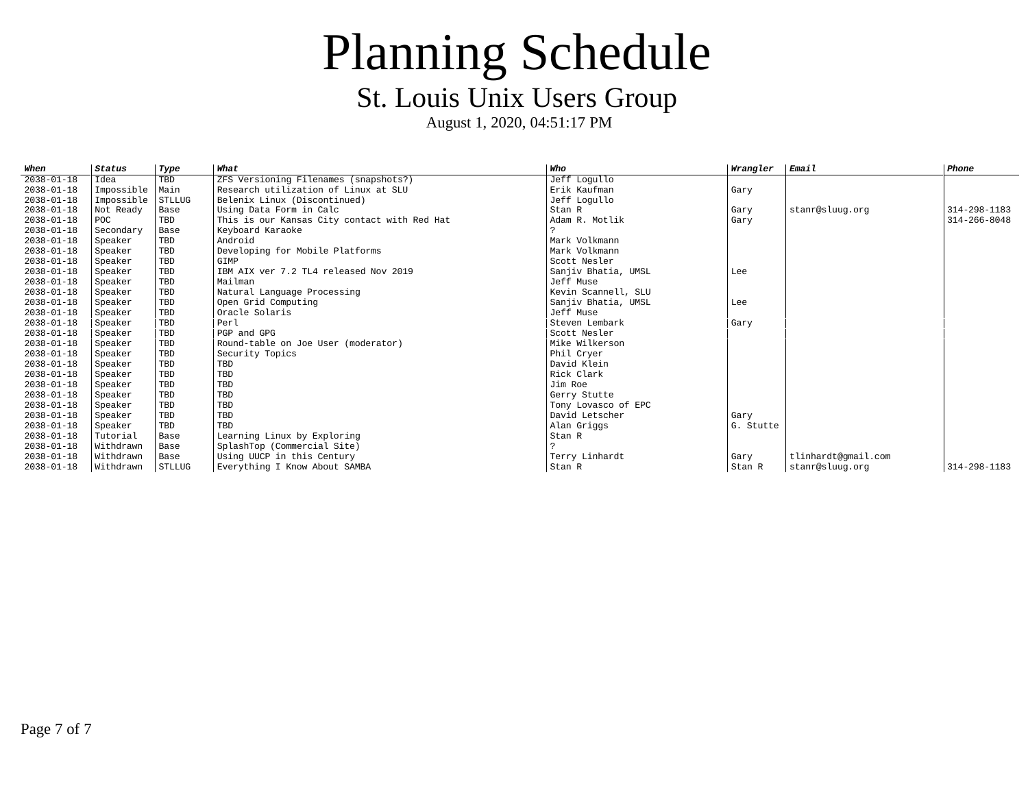# Planning Schedule

## St. Louis Unix Users Group

August 1, 2020, 04:51:17 PM

| *When* | *Status* | *Type* | *What* | *Who* | *Wrangler* | *Email* | *Phone* |
|---|---|---|---|---|---|---|---|
| 2038-01-18 | Idea | TBD | ZFS Versioning Filenames (snapshots?) | Jeff Logullo | | | |
| 2038-01-18 | Impossible | Main | Research utilization of Linux at SLU | Erik Kaufman | Gary | | |
| 2038-01-18 | Impossible | STLLUG | Belenix Linux (Discontinued) | Jeff Logullo | | | |
| 2038-01-18 | Not Ready | Base | Using Data Form in Calc | Stan R | Gary | stanr@sluug.org | 314-298-1183 |
| 2038-01-18 | POC | TBD | This is our Kansas City contact with Red Hat | Adam R. Motlik | Gary | | 314-266-8048 |
| 2038-01-18 | Secondary | Base | Keyboard Karaoke | ? | | | |
| 2038-01-18 | Speaker | TBD | Android | Mark Volkmann | | | |
| 2038-01-18 | Speaker | TBD | Developing for Mobile Platforms | Mark Volkmann | | | |
| 2038-01-18 | Speaker | TBD | GIMP | Scott Nesler | | | |
| 2038-01-18 | Speaker | TBD | IBM AIX ver 7.2 TL4 released Nov 2019 | Sanjiv Bhatia, UMSL | Lee | | |
| 2038-01-18 | Speaker | TBD | Mailman | Jeff Muse | | | |
| 2038-01-18 | Speaker | TBD | Natural Language Processing | Kevin Scannell, SLU | | | |
| 2038-01-18 | Speaker | TBD | Open Grid Computing | Sanjiv Bhatia, UMSL | Lee | | |
| 2038-01-18 | Speaker | TBD | Oracle Solaris | Jeff Muse | | | |
| 2038-01-18 | Speaker | TBD | Perl | Steven Lembark | Gary | | |
| 2038-01-18 | Speaker | TBD | PGP and GPG | Scott Nesler | | | |
| 2038-01-18 | Speaker | TBD | Round-table on Joe User (moderator) | Mike Wilkerson | | | |
| 2038-01-18 | Speaker | TBD | Security Topics | Phil Cryer | | | |
| 2038-01-18 | Speaker | TBD | TBD | David Klein | | | |
| 2038-01-18 | Speaker | TBD | TBD | Rick Clark | | | |
| 2038-01-18 | Speaker | TBD | TBD | Jim Roe | | | |
| 2038-01-18 | Speaker | TBD | TBD | Gerry Stutte | | | |
| 2038-01-18 | Speaker | TBD | TBD | Tony Lovasco of EPC | | | |
| 2038-01-18 | Speaker | TBD | TBD | David Letscher | Gary | | |
| 2038-01-18 | Speaker | TBD | TBD | Alan Griggs | G. Stutte | | |
| 2038-01-18 | Tutorial | Base | Learning Linux by Exploring | Stan R | | | |
| 2038-01-18 | Withdrawn | Base | SplashTop (Commercial Site) | ? | | | |
| 2038-01-18 | Withdrawn | Base | Using UUCP in this Century | Terry Linhardt | Gary | tlinhardt@gmail.com | |
| 2038-01-18 | Withdrawn | STLLUG | Everything I Know About SAMBA | Stan R | Stan R | stanr@sluug.org | 314-298-1183 |